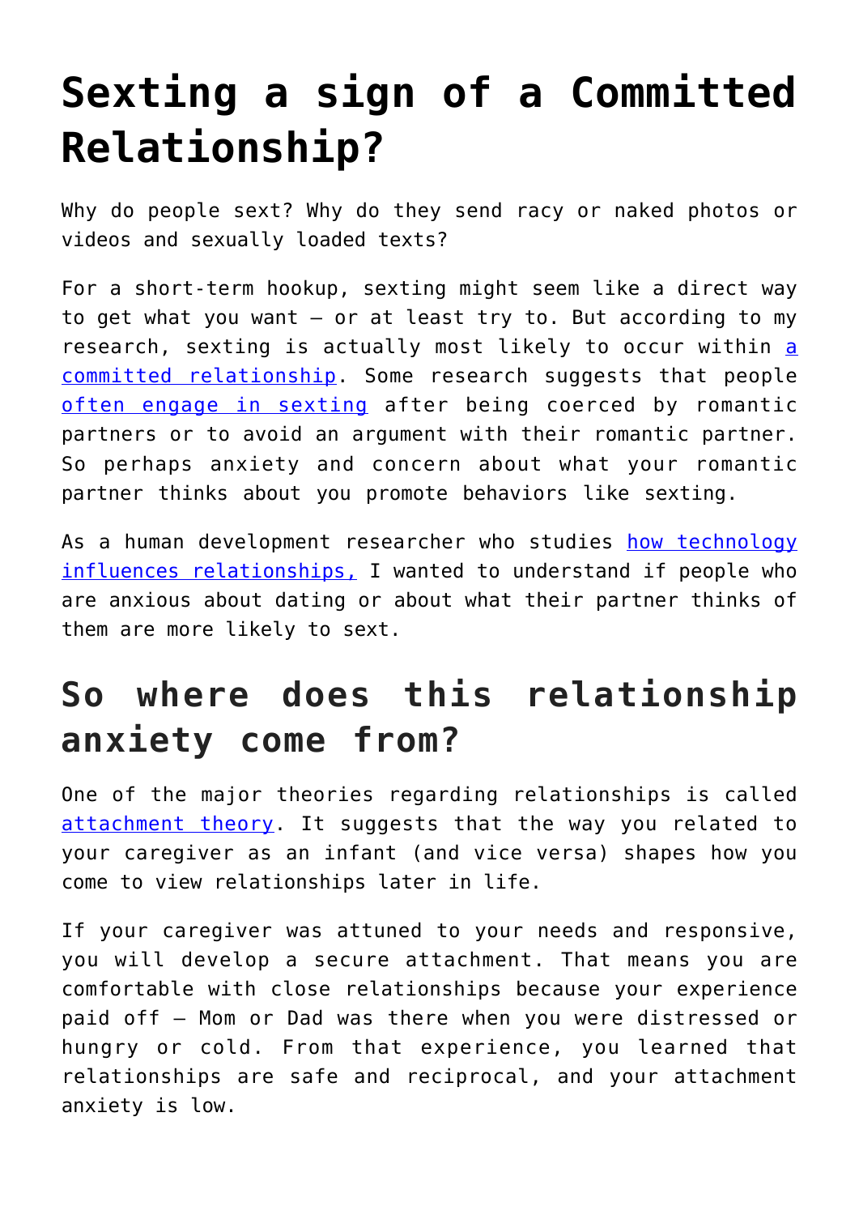# Sexting a sign of a Committed Relationship?

Why do people sext? Why do they send racy or naked photos or videos and sexually loaded texts?

For a short-term hookup, sexting might seem like a direct way to get what you want – or at least try to. But according to my research, sexting is actually most likely to occur within a committed relationship. Some research suggests that people often engage in sexting after being coerced by romantic partners or to avoid an argument with their romantic partner. So perhaps anxiety and concern about what your romantic partner thinks about you promote behaviors like sexting.

As a human development researcher who studies how technology influences relationships, I wanted to understand if people who are anxious about dating or about what their partner thinks of them are more likely to sext.

## So where does this relationship anxiety come from?

One of the major theories regarding relationships is called attachment theory. It suggests that the way you related to your caregiver as an infant (and vice versa) shapes how you come to view relationships later in life.

If your caregiver was attuned to your needs and responsive, you will develop a secure attachment. That means you are comfortable with close relationships because your experience paid off – Mom or Dad was there when you were distressed or hungry or cold. From that experience, you learned that relationships are safe and reciprocal, and your attachment anxiety is low.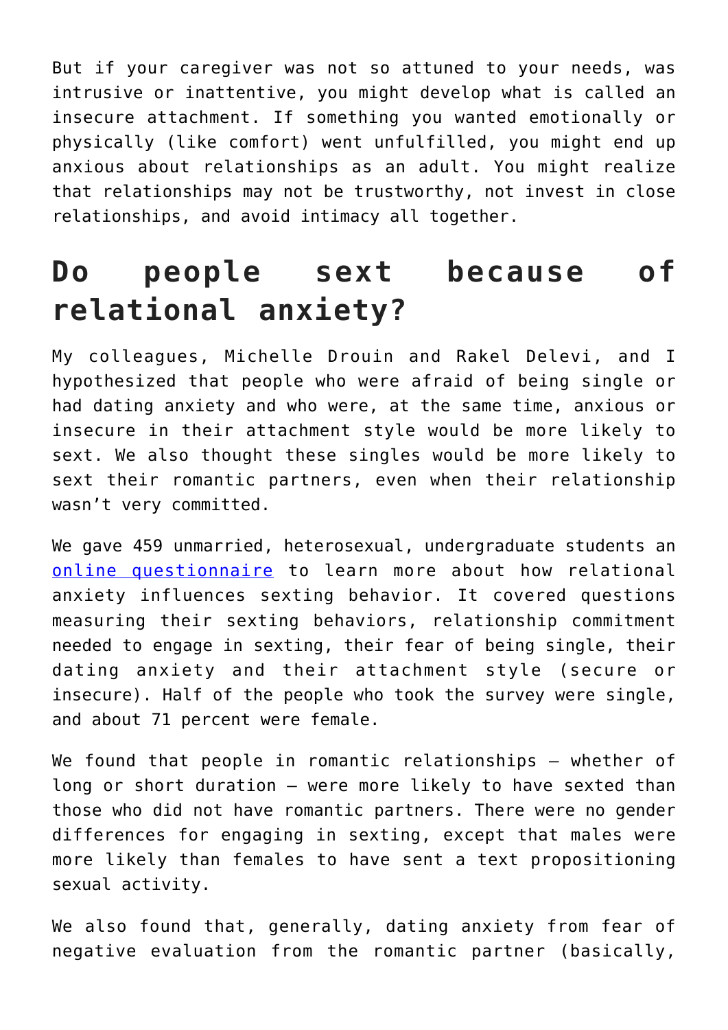But if your caregiver was not so attuned to your needs, was intrusive or inattentive, you might develop what is called an insecure attachment. If something you wanted emotionally or physically (like comfort) went unfulfilled, you might end up anxious about relationships as an adult. You might realize that relationships may not be trustworthy, not invest in close relationships, and avoid intimacy all together.

## Do people sext because of relational anxiety?

My colleagues, Michelle Drouin and Rakel Delevi, and I hypothesized that people who were afraid of being single or had dating anxiety and who were, at the same time, anxious or insecure in their attachment style would be more likely to sext. We also thought these singles would be more likely to sext their romantic partners, even when their relationship wasn't very committed.

We gave 459 unmarried, heterosexual, undergraduate students an [online questionnaire](https://doi.org/10.1016/j.chb.2016.02.005) to learn more about how relational anxiety influences sexting behavior. It covered questions measuring their sexting behaviors, relationship commitment needed to engage in sexting, their fear of being single, their dating anxiety and their attachment style (secure or insecure). Half of the people who took the survey were single, and about 71 percent were female.

We found that people in romantic relationships – whether of long or short duration – were more likely to have sexted than those who did not have romantic partners. There were no gender differences for engaging in sexting, except that males were more likely than females to have sent a text propositioning sexual activity.

We also found that, generally, dating anxiety from fear of negative evaluation from the romantic partner (basically,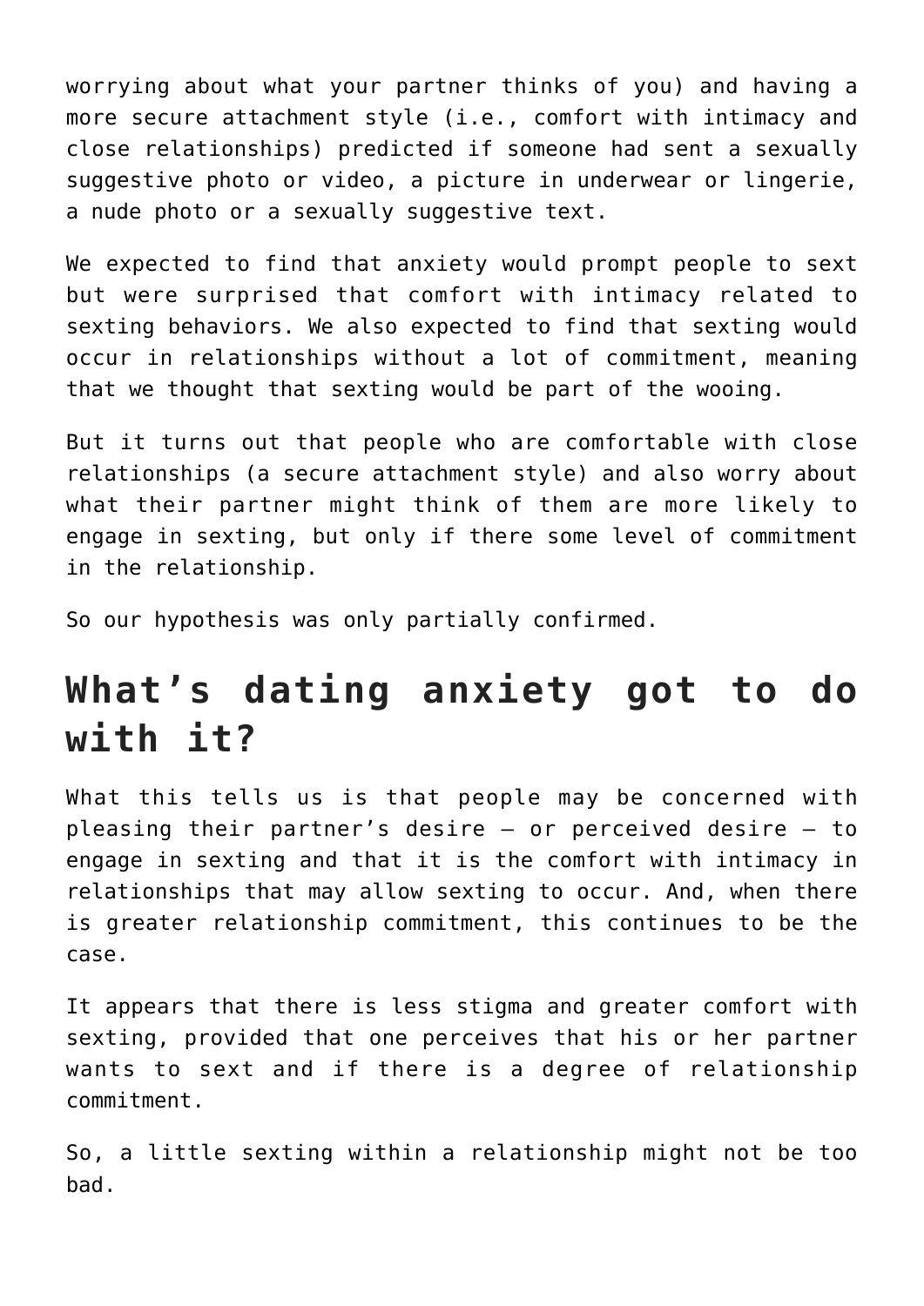worrying about what your partner thinks of you) and having a more secure attachment style (i.e., comfort with intimacy and close relationships) predicted if someone had sent a sexually suggestive photo or video, a picture in underwear or lingerie, a nude photo or a sexually suggestive text.

We expected to find that anxiety would prompt people to sext but were surprised that comfort with intimacy related to sexting behaviors. We also expected to find that sexting would occur in relationships without a lot of commitment, meaning that we thought that sexting would be part of the wooing.

But it turns out that people who are comfortable with close relationships (a secure attachment style) and also worry about what their partner might think of them are more likely to engage in sexting, but only if there some level of commitment in the relationship.

So our hypothesis was only partially confirmed.

## What's dating anxiety got to do with it?

What this tells us is that people may be concerned with pleasing their partner's desire – or perceived desire – to engage in sexting and that it is the comfort with intimacy in relationships that may allow sexting to occur. And, when there is greater relationship commitment, this continues to be the case.

It appears that there is less stigma and greater comfort with sexting, provided that one perceives that his or her partner wants to sext and if there is a degree of relationship commitment.

So, a little sexting within a relationship might not be too bad.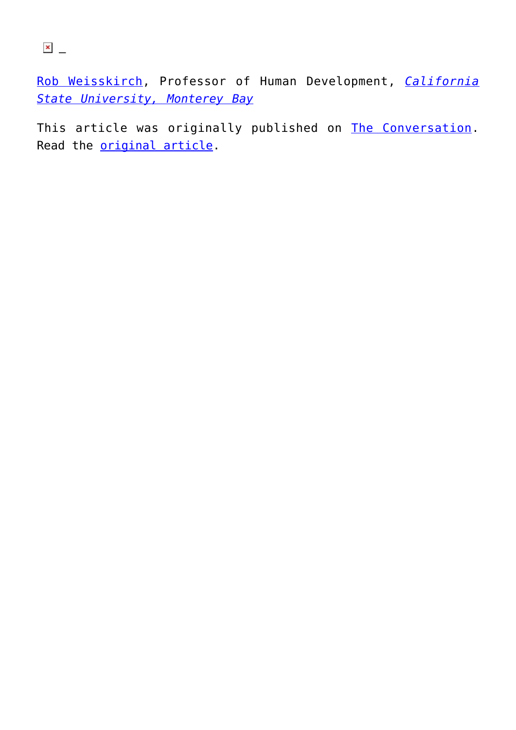[Rob Weisskirch](), Professor of Human Development, *[California State University, Monterey Bay]()*

This article was originally published on [The Conversation](). Read the [original article]().